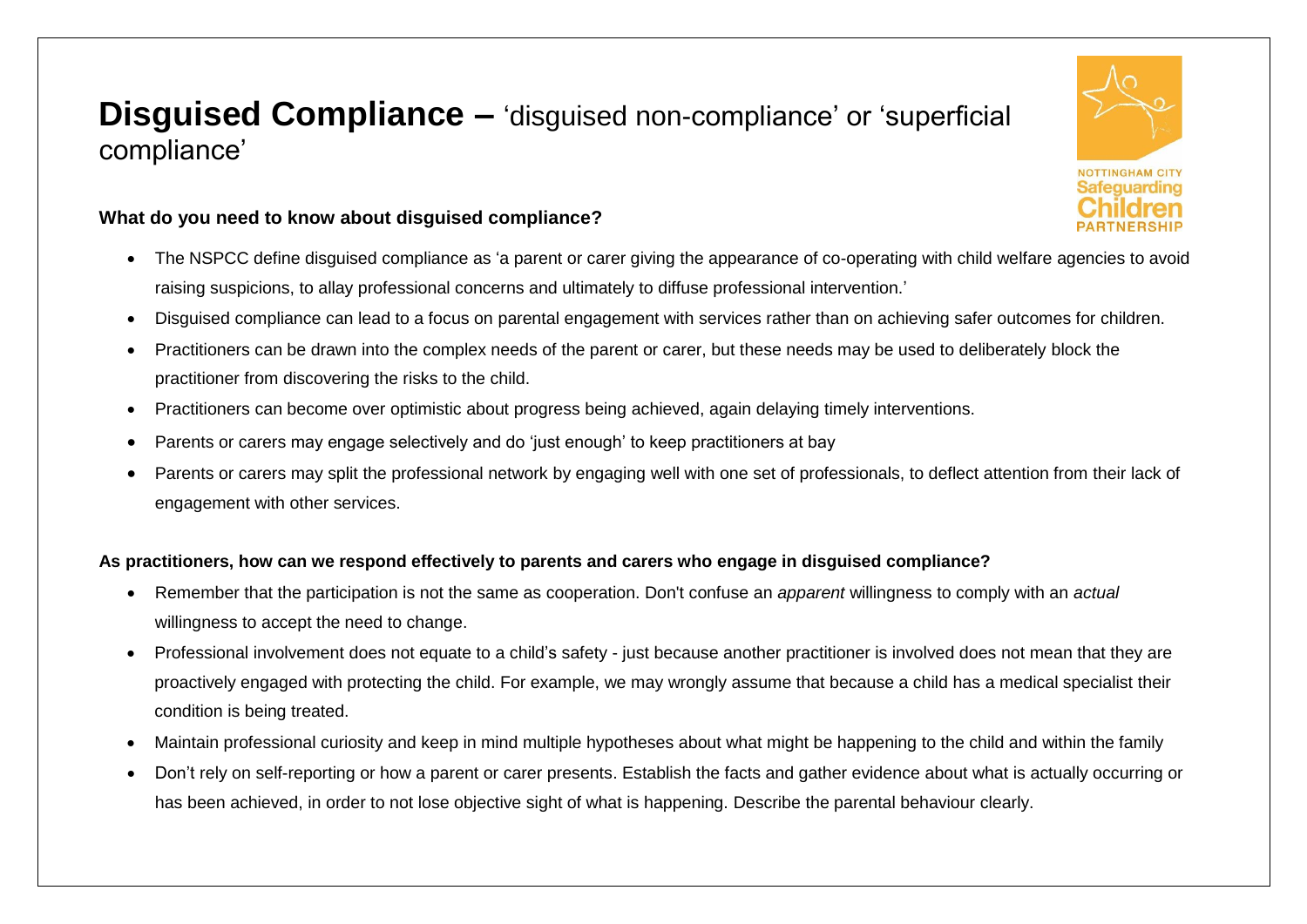# **Disguised Compliance –** 'disguised non-compliance' or 'superficial compliance'

NOTTINGHAM CITY Safeguarding Children PARTNERSHIP

### What do you need to know about disguised compliance?

- The NSPCC define disguised compliance as 'a parent or carer giving the appearance of co-operating with child welfare agencies to avoid raising suspicions, to allay professional concerns and ultimately to diffuse professional intervention.'
- Disguised compliance can lead to a focus on parental engagement with services rather than on achieving safer outcomes for children.
- Practitioners can be drawn into the complex needs of the parent or carer, but these needs may be used to deliberately block the practitioner from discovering the risks to the child.
- Practitioners can become over optimistic about progress being achieved, again delaying timely interventions.
- Parents or carers may engage selectively and do 'just enough' to keep practitioners at bay
- Parents or carers may split the professional network by engaging well with one set of professionals, to deflect attention from their lack of engagement with other services.

### As practitioners, how can we respond effectively to parents and carers who engage in disguised compliance?

- Remember that the participation is not the same as cooperation. Don't confuse an *apparent* willingness to comply with an *actual* willingness to accept the need to change.
- Professional involvement does not equate to a child's safety - just because another practitioner is involved does not mean that they are proactively engaged with protecting the child. For example, we may wrongly assume that because a child has a medical specialist their condition is being treated.
- Maintain professional curiosity and keep in mind multiple hypotheses about what might be happening to the child and within the family
- Don't rely on self-reporting or how a parent or carer presents. Establish the facts and gather evidence about what is actually occurring or has been achieved, in order to not lose objective sight of what is happening. Describe the parental behaviour clearly.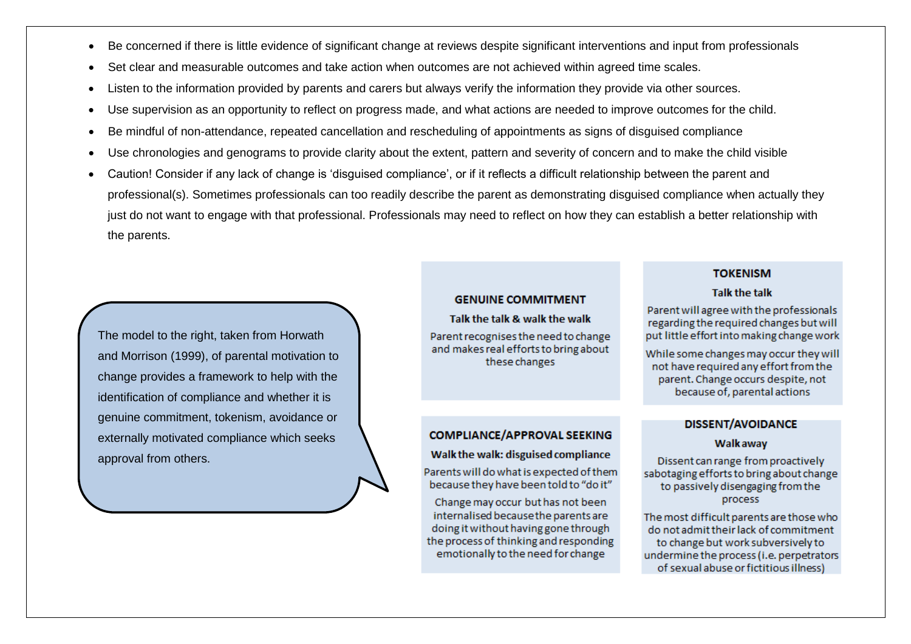- Be concerned if there is little evidence of significant change at reviews despite significant interventions and input from professionals
- Set clear and measurable outcomes and take action when outcomes are not achieved within agreed time scales.
- Listen to the information provided by parents and carers but always verify the information they provide via other sources.
- Use supervision as an opportunity to reflect on progress made, and what actions are needed to improve outcomes for the child.
- Be mindful of non-attendance, repeated cancellation and rescheduling of appointments as signs of disguised compliance
- Use chronologies and genograms to provide clarity about the extent, pattern and severity of concern and to make the child visible
- Caution! Consider if any lack of change is 'disguised compliance', or if it reflects a difficult relationship between the parent and professional(s). Sometimes professionals can too readily describe the parent as demonstrating disguised compliance when actually they just do not want to engage with that professional. Professionals may need to reflect on how they can establish a better relationship with the parents.

The model to the right, taken from Horwath and Morrison (1999), of parental motivation to change provides a framework to help with the identification of compliance and whether it is genuine commitment, tokenism, avoidance or externally motivated compliance which seeks approval from others.

**GENUINE COMMITMENT**

**Talk the talk & walk the walk**

Parent recognises the need to change and makes real efforts to bring about these changes

**TOKENISM**

**Talk the talk**

Parent will agree with the professionals regarding the required changes but will put little effort into making change work

While some changes may occur they will not have required any effort from the parent. Change occurs despite, not because of, parental actions

**COMPLIANCE/APPROVAL SEEKING**

**Walk the walk: disguised compliance**

Parents will do what is expected of them because they have been told to "do it"

Change may occur but has not been internalised because the parents are doing it without having gone through the process of thinking and responding emotionally to the need for change

**DISSENT/AVOIDANCE**

**Walk away**

Dissent can range from proactively sabotaging efforts to bring about change to passively disengaging from the process

The most difficult parents are those who do not admit their lack of commitment to change but work subversively to undermine the process (i.e. perpetrators of sexual abuse or fictitious illness)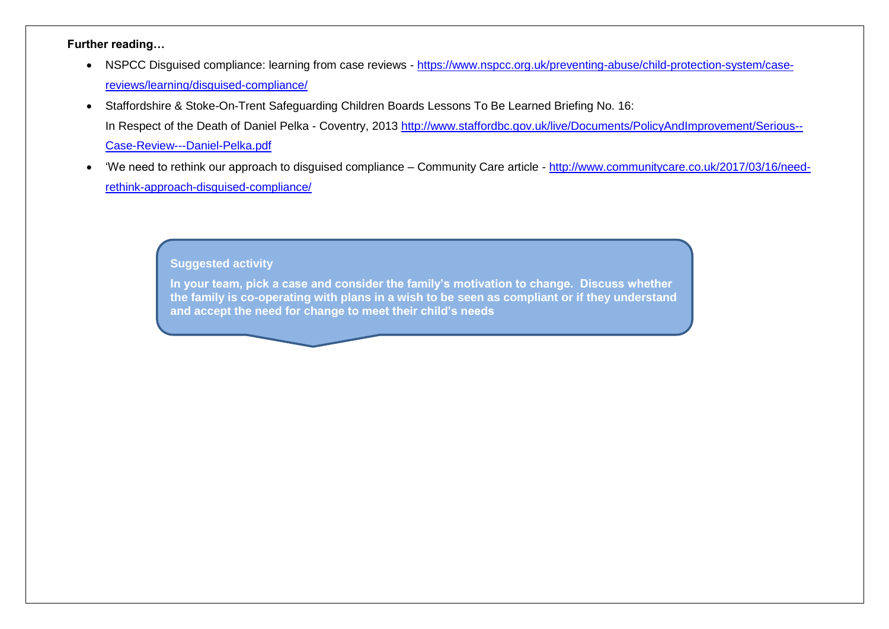**Further reading…**

- NSPCC Disguised compliance: learning from case reviews - https://www.nspcc.org.uk/preventing-abuse/child-protection-system/case-reviews/learning/disguised-compliance/
- Staffordshire & Stoke-On-Trent Safeguarding Children Boards Lessons To Be Learned Briefing No. 16: In Respect of the Death of Daniel Pelka - Coventry, 2013 http://www.staffordbc.gov.uk/live/Documents/PolicyAndImprovement/Serious--Case-Review---Daniel-Pelka.pdf
- 'We need to rethink our approach to disguised compliance – Community Care article - http://www.communitycare.co.uk/2017/03/16/need-rethink-approach-disguised-compliance/

**Suggested activity**

**In your team, pick a case and consider the family's motivation to change. Discuss whether the family is co-operating with plans in a wish to be seen as compliant or if they understand and accept the need for change to meet their child's needs**